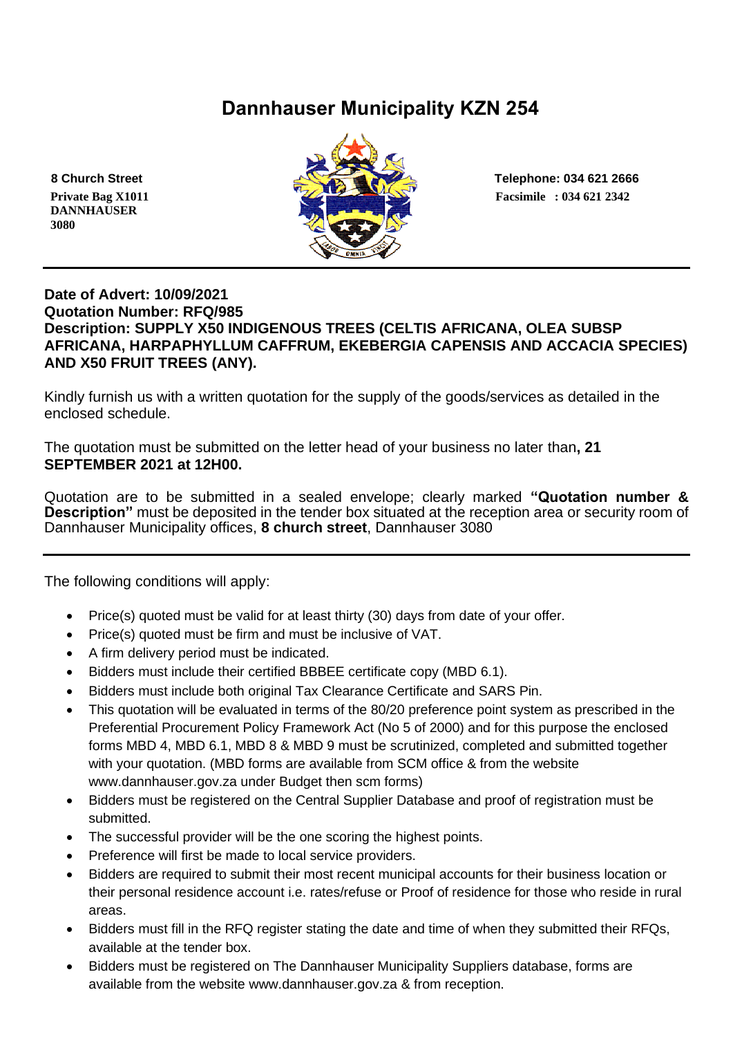# Dannhauser Municipality KZN 254

**8 Church Street**
**Private Bag X1011**
**DANNHAUSER**
**3080**

**Telephone: 034 621 2666**
**Facsimile : 034 621 2342**

---

**Date of Advert: 10/09/2021**
**Quotation Number: RFQ/985**
**Description: SUPPLY X50 INDIGENOUS TREES (CELTIS AFRICANA, OLEA SUBSP AFRICANA, HARPAPHYLLUM CAFFRUM, EKEBERGIA CAPENSIS AND ACCACIA SPECIES) AND X50 FRUIT TREES (ANY).**

Kindly furnish us with a written quotation for the supply of the goods/services as detailed in the enclosed schedule.

The quotation must be submitted on the letter head of your business no later than**, 21 SEPTEMBER 2021 at 12H00.**

Quotation are to be submitted in a sealed envelope; clearly marked **"Quotation number & Description"** must be deposited in the tender box situated at the reception area or security room of Dannhauser Municipality offices, **8 church street**, Dannhauser 3080

---

The following conditions will apply:

- Price(s) quoted must be valid for at least thirty (30) days from date of your offer.
- Price(s) quoted must be firm and must be inclusive of VAT.
- A firm delivery period must be indicated.
- Bidders must include their certified BBBEE certificate copy (MBD 6.1).
- Bidders must include both original Tax Clearance Certificate and SARS Pin.
- This quotation will be evaluated in terms of the 80/20 preference point system as prescribed in the Preferential Procurement Policy Framework Act (No 5 of 2000) and for this purpose the enclosed forms MBD 4, MBD 6.1, MBD 8 & MBD 9 must be scrutinized, completed and submitted together with your quotation. (MBD forms are available from SCM office & from the website www.dannhauser.gov.za under Budget then scm forms)
- Bidders must be registered on the Central Supplier Database and proof of registration must be submitted.
- The successful provider will be the one scoring the highest points.
- Preference will first be made to local service providers.
- Bidders are required to submit their most recent municipal accounts for their business location or their personal residence account i.e. rates/refuse or Proof of residence for those who reside in rural areas.
- Bidders must fill in the RFQ register stating the date and time of when they submitted their RFQs, available at the tender box.
- Bidders must be registered on The Dannhauser Municipality Suppliers database, forms are available from the website www.dannhauser.gov.za & from reception.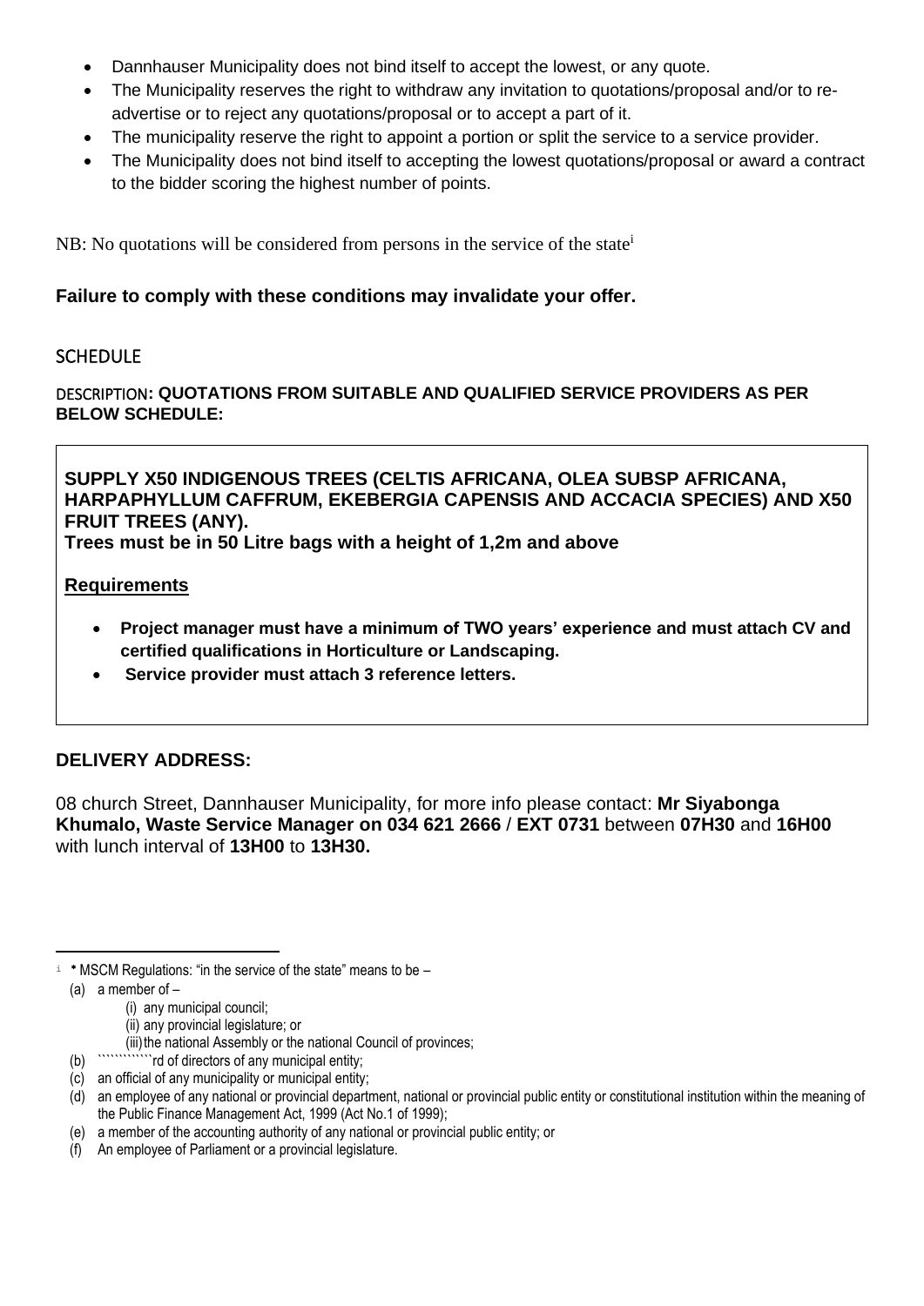- Dannhauser Municipality does not bind itself to accept the lowest, or any quote.
- The Municipality reserves the right to withdraw any invitation to quotations/proposal and/or to re-advertise or to reject any quotations/proposal or to accept a part of it.
- The municipality reserve the right to appoint a portion or split the service to a service provider.
- The Municipality does not bind itself to accepting the lowest quotations/proposal or award a contract to the bidder scoring the highest number of points.

NB: No quotations will be considered from persons in the service of the state[i]

**Failure to comply with these conditions may invalidate your offer.**

## SCHEDULE

DESCRIPTION**: QUOTATIONS FROM SUITABLE AND QUALIFIED SERVICE PROVIDERS AS PER BELOW SCHEDULE:**

**SUPPLY X50 INDIGENOUS TREES (CELTIS AFRICANA, OLEA SUBSP AFRICANA, HARPAPHYLLUM CAFFRUM, EKEBERGIA CAPENSIS AND ACCACIA SPECIES) AND X50 FRUIT TREES (ANY).**
**Trees must be in 50 Litre bags with a height of 1,2m and above**

**Requirements**

- **Project manager must have a minimum of TWO years' experience and must attach CV and certified qualifications in Horticulture or Landscaping.**
- **Service provider must attach 3 reference letters.**

**DELIVERY ADDRESS:**

08 church Street, Dannhauser Municipality, for more info please contact: **Mr Siyabonga Khumalo, Waste Service Manager on 034 621 2666** / **EXT 0731** between **07H30** and **16H00** with lunch interval of **13H00** to **13H30.**

---

[i] * MSCM Regulations: "in the service of the state" means to be –
(a) a member of –
  (i) any municipal council;
  (ii) any provincial legislature; or
  (iii) the national Assembly or the national Council of provinces;
(b) ````````````rd of directors of any municipal entity;
(c) an official of any municipality or municipal entity;
(d) an employee of any national or provincial department, national or provincial public entity or constitutional institution within the meaning of the Public Finance Management Act, 1999 (Act No.1 of 1999);
(e) a member of the accounting authority of any national or provincial public entity; or
(f) An employee of Parliament or a provincial legislature.